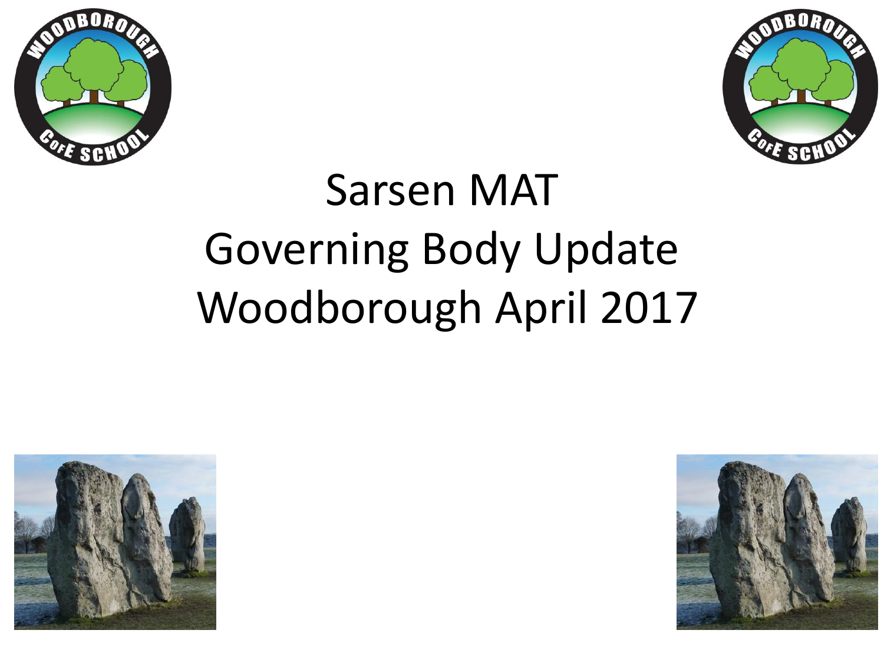# Sarsen MAT
# Governing Body Update
# Woodborough April 2017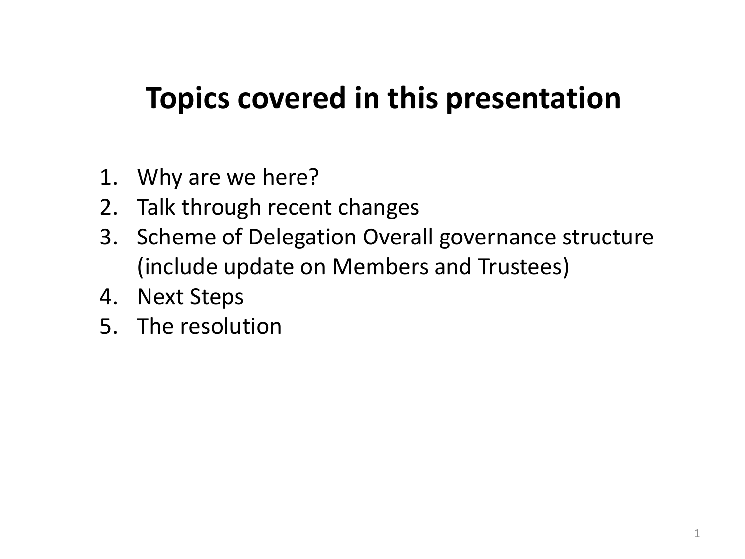# Topics covered in this presentation

1. Why are we here?
2. Talk through recent changes
3. Scheme of Delegation Overall governance structure (include update on Members and Trustees)
4. Next Steps
5. The resolution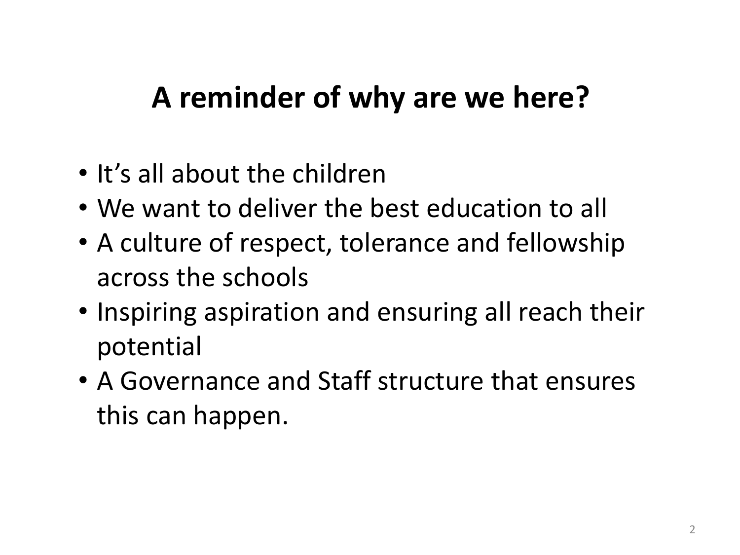# A reminder of why are we here?

- It's all about the children
- We want to deliver the best education to all
- A culture of respect, tolerance and fellowship across the schools
- Inspiring aspiration and ensuring all reach their potential
- A Governance and Staff structure that ensures this can happen.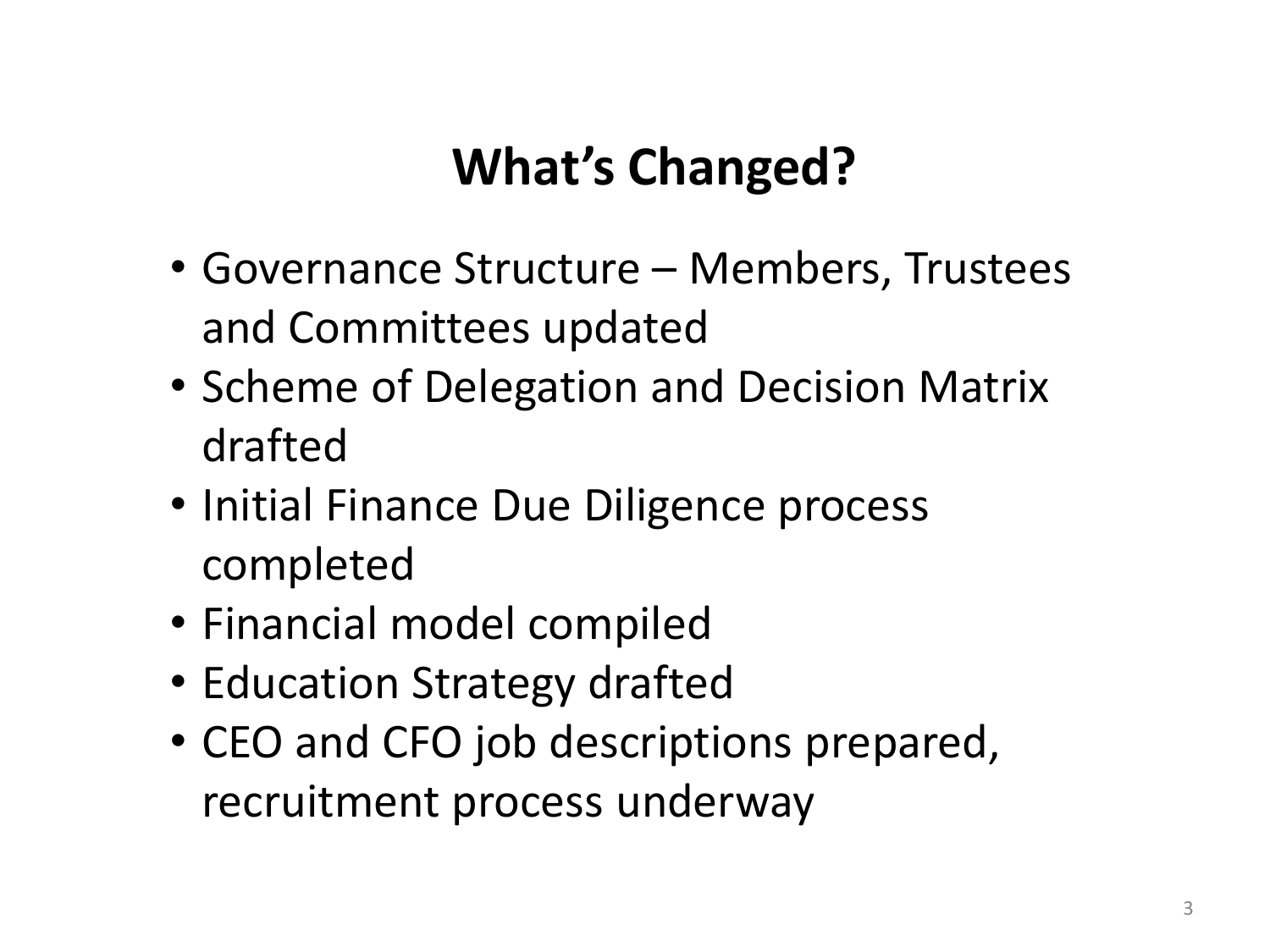# What's Changed?

- Governance Structure – Members, Trustees and Committees updated
- Scheme of Delegation and Decision Matrix drafted
- Initial Finance Due Diligence process completed
- Financial model compiled
- Education Strategy drafted
- CEO and CFO job descriptions prepared, recruitment process underway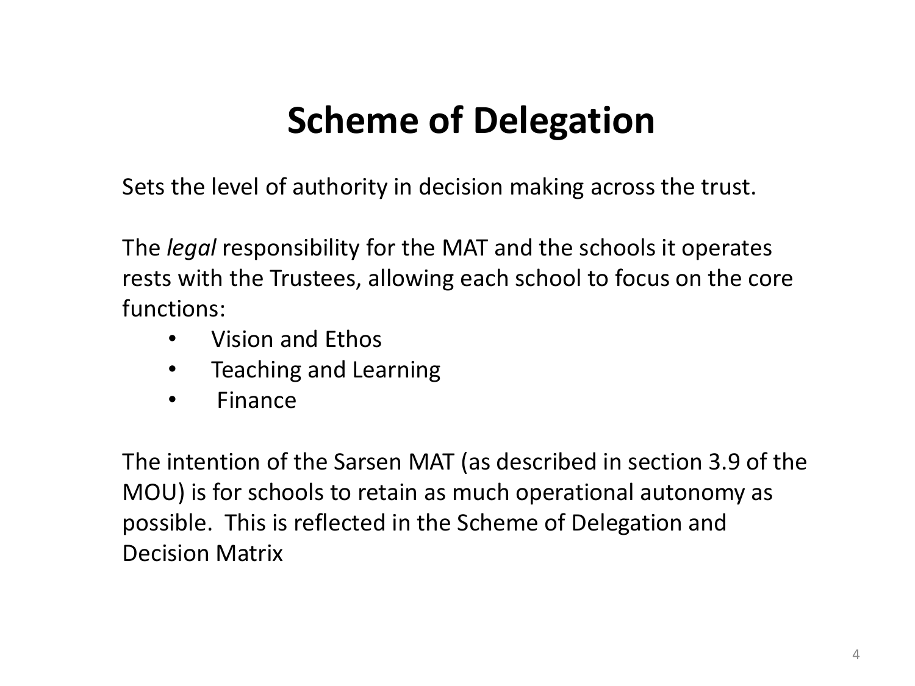# Scheme of Delegation

Sets the level of authority in decision making across the trust.

The *legal* responsibility for the MAT and the schools it operates rests with the Trustees, allowing each school to focus on the core functions:

- Vision and Ethos
- Teaching and Learning
- Finance

The intention of the Sarsen MAT (as described in section 3.9 of the MOU) is for schools to retain as much operational autonomy as possible. This is reflected in the Scheme of Delegation and Decision Matrix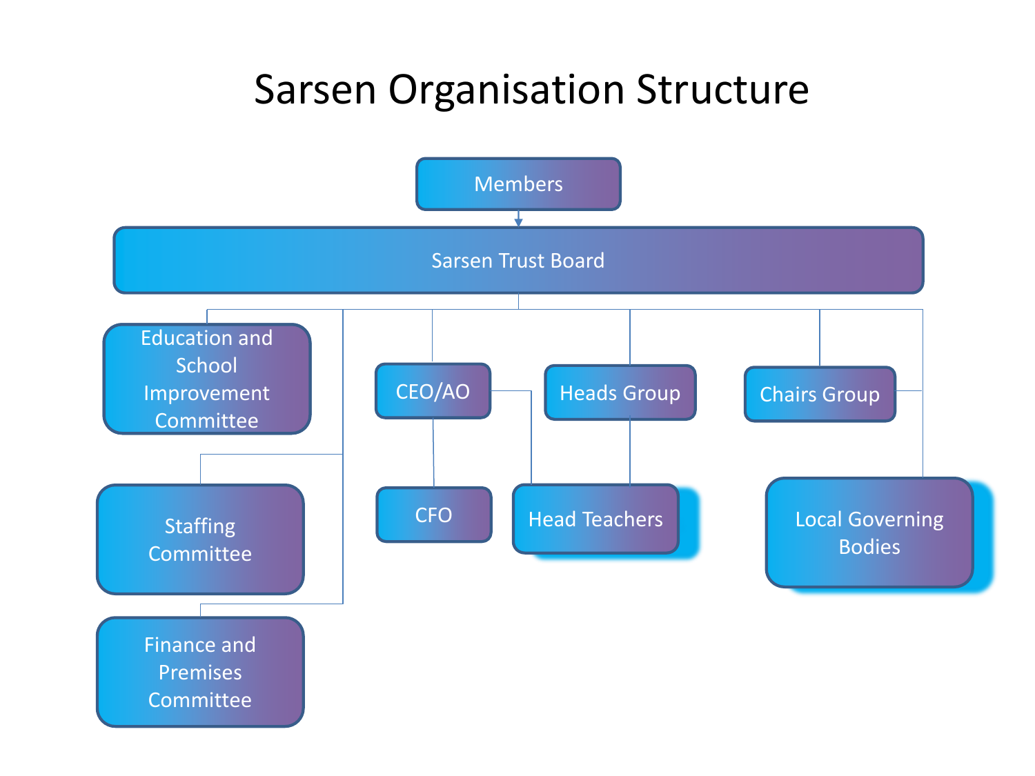# Sarsen Organisation Structure

- Members
  - Sarsen Trust Board
    - Education and School Improvement Committee
    - Staffing Committee
    - Finance and Premises Committee
    - CEO/AO
      - CFO
      - Head Teachers
    - Heads Group
      - Head Teachers
    - Chairs Group
      - Local Governing Bodies
    - Local Governing Bodies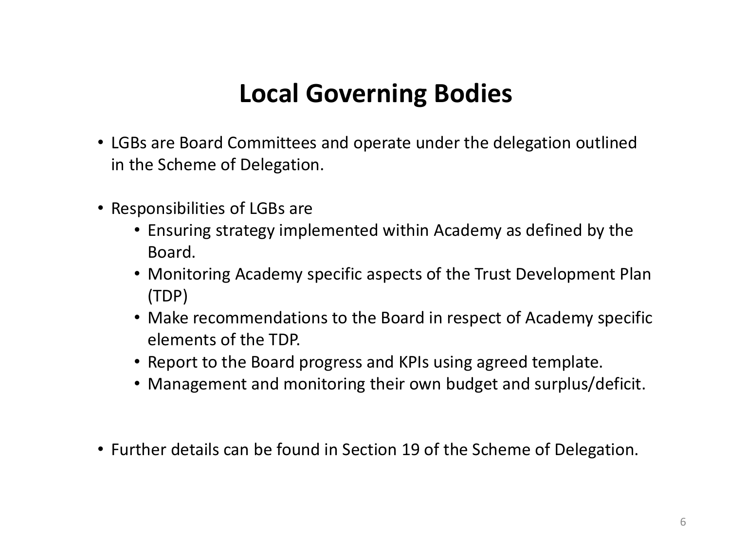# Local Governing Bodies

- LGBs are Board Committees and operate under the delegation outlined in the Scheme of Delegation.

- Responsibilities of LGBs are
  - Ensuring strategy implemented within Academy as defined by the Board.
  - Monitoring Academy specific aspects of the Trust Development Plan (TDP)
  - Make recommendations to the Board in respect of Academy specific elements of the TDP.
  - Report to the Board progress and KPIs using agreed template.
  - Management and monitoring their own budget and surplus/deficit.

- Further details can be found in Section 19 of the Scheme of Delegation.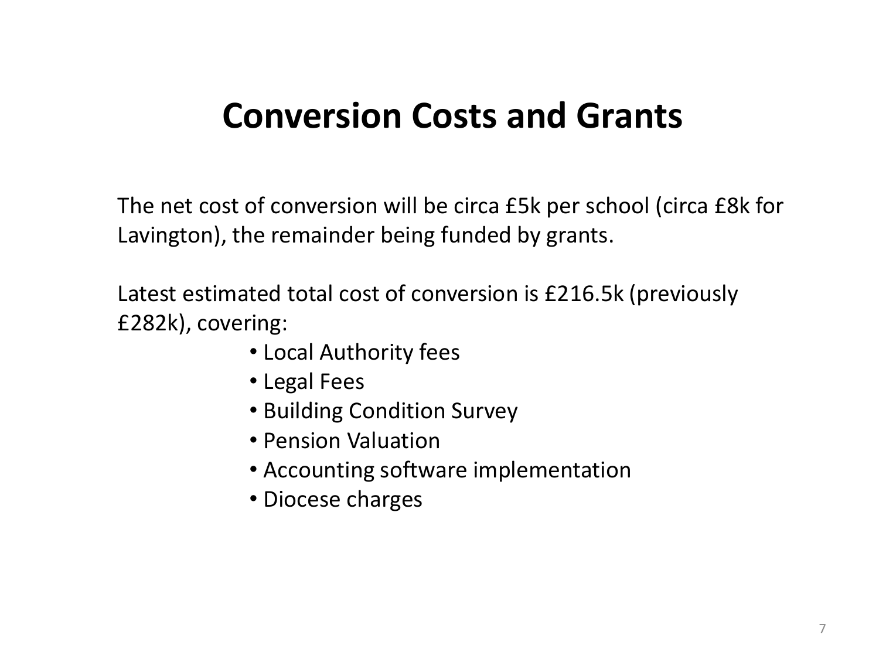# Conversion Costs and Grants

The net cost of conversion will be circa £5k per school (circa £8k for Lavington), the remainder being funded by grants.

Latest estimated total cost of conversion is £216.5k (previously £282k), covering:

- Local Authority fees
- Legal Fees
- Building Condition Survey
- Pension Valuation
- Accounting software implementation
- Diocese charges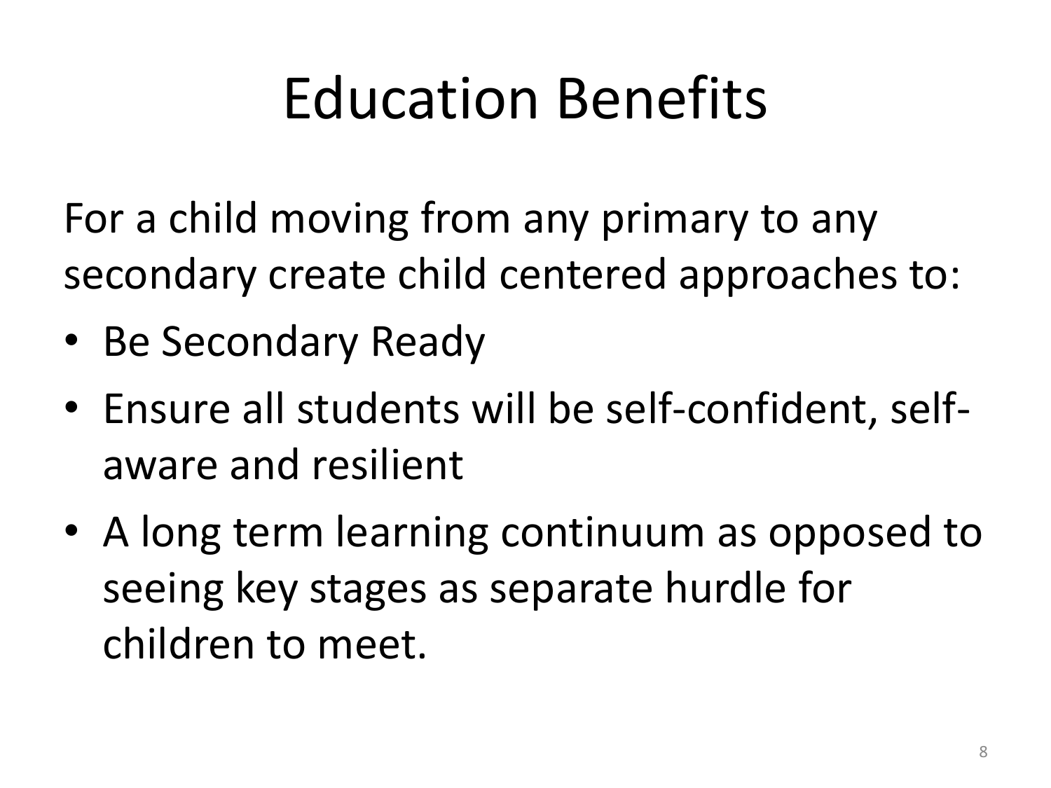# Education Benefits

For a child moving from any primary to any secondary create child centered approaches to:

- Be Secondary Ready
- Ensure all students will be self-confident, self-aware and resilient
- A long term learning continuum as opposed to seeing key stages as separate hurdle for children to meet.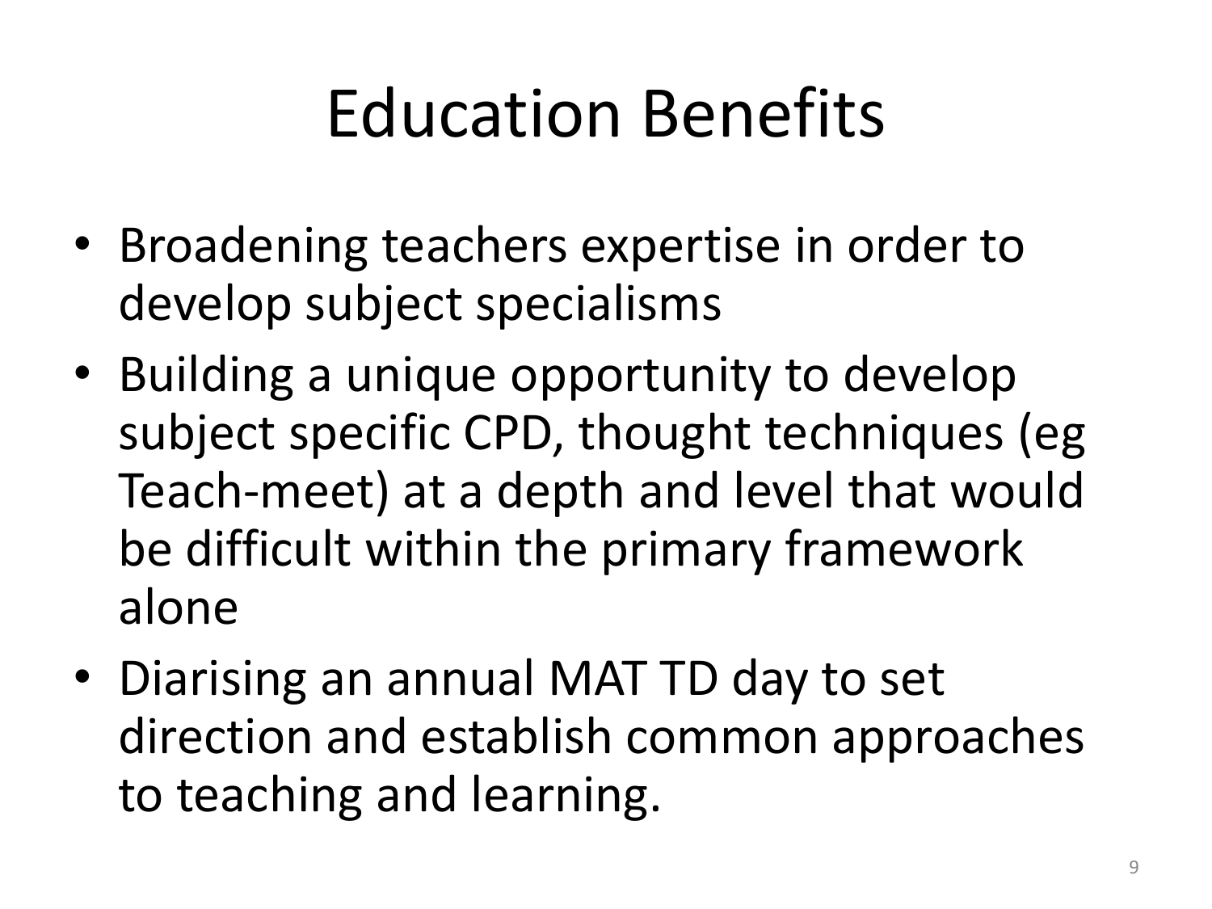# Education Benefits

- Broadening teachers expertise in order to develop subject specialisms
- Building a unique opportunity to develop subject specific CPD, thought techniques (eg Teach-meet) at a depth and level that would be difficult within the primary framework alone
- Diarising an annual MAT TD day to set direction and establish common approaches to teaching and learning.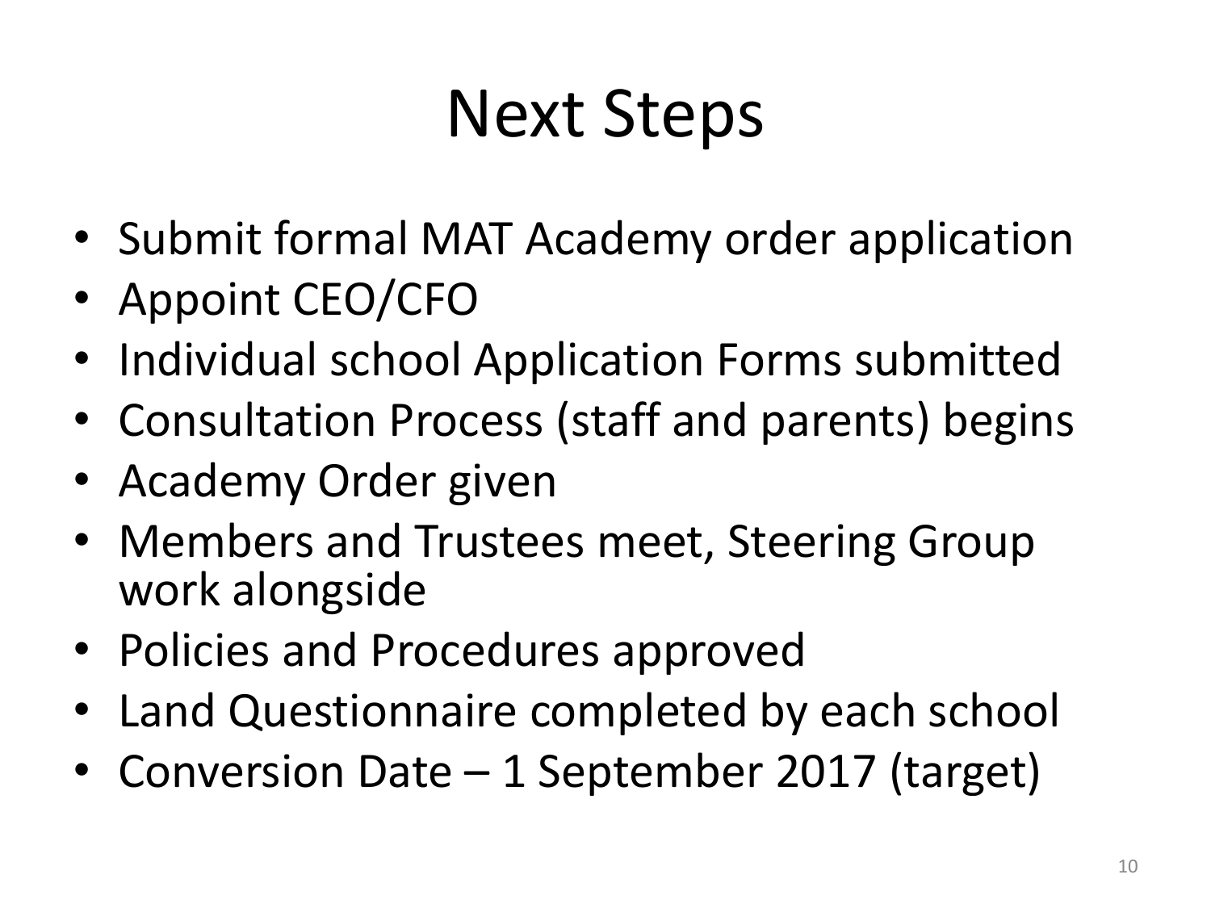# Next Steps

- Submit formal MAT Academy order application
- Appoint CEO/CFO
- Individual school Application Forms submitted
- Consultation Process (staff and parents) begins
- Academy Order given
- Members and Trustees meet, Steering Group work alongside
- Policies and Procedures approved
- Land Questionnaire completed by each school
- Conversion Date – 1 September 2017 (target)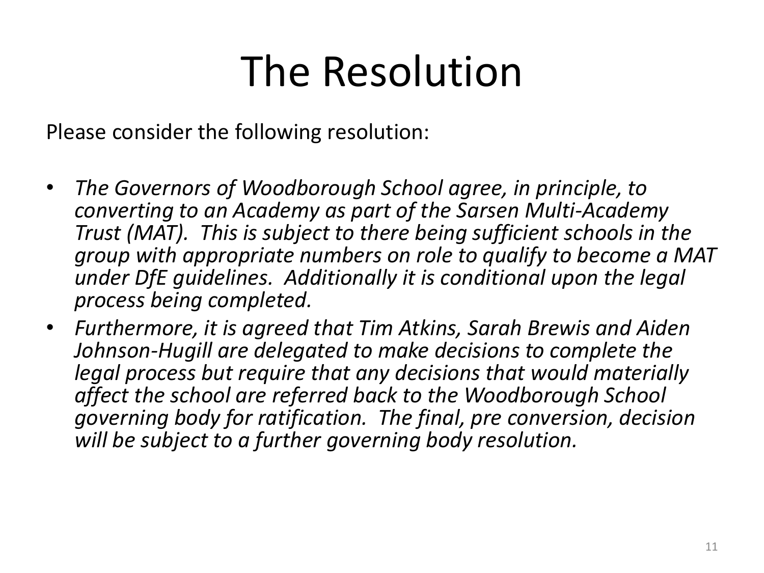# The Resolution

Please consider the following resolution:

- *The Governors of Woodborough School agree, in principle, to converting to an Academy as part of the Sarsen Multi-Academy Trust (MAT). This is subject to there being sufficient schools in the group with appropriate numbers on role to qualify to become a MAT under DfE guidelines. Additionally it is conditional upon the legal process being completed.*
- *Furthermore, it is agreed that Tim Atkins, Sarah Brewis and Aiden Johnson-Hugill are delegated to make decisions to complete the legal process but require that any decisions that would materially affect the school are referred back to the Woodborough School governing body for ratification. The final, pre conversion, decision will be subject to a further governing body resolution.*